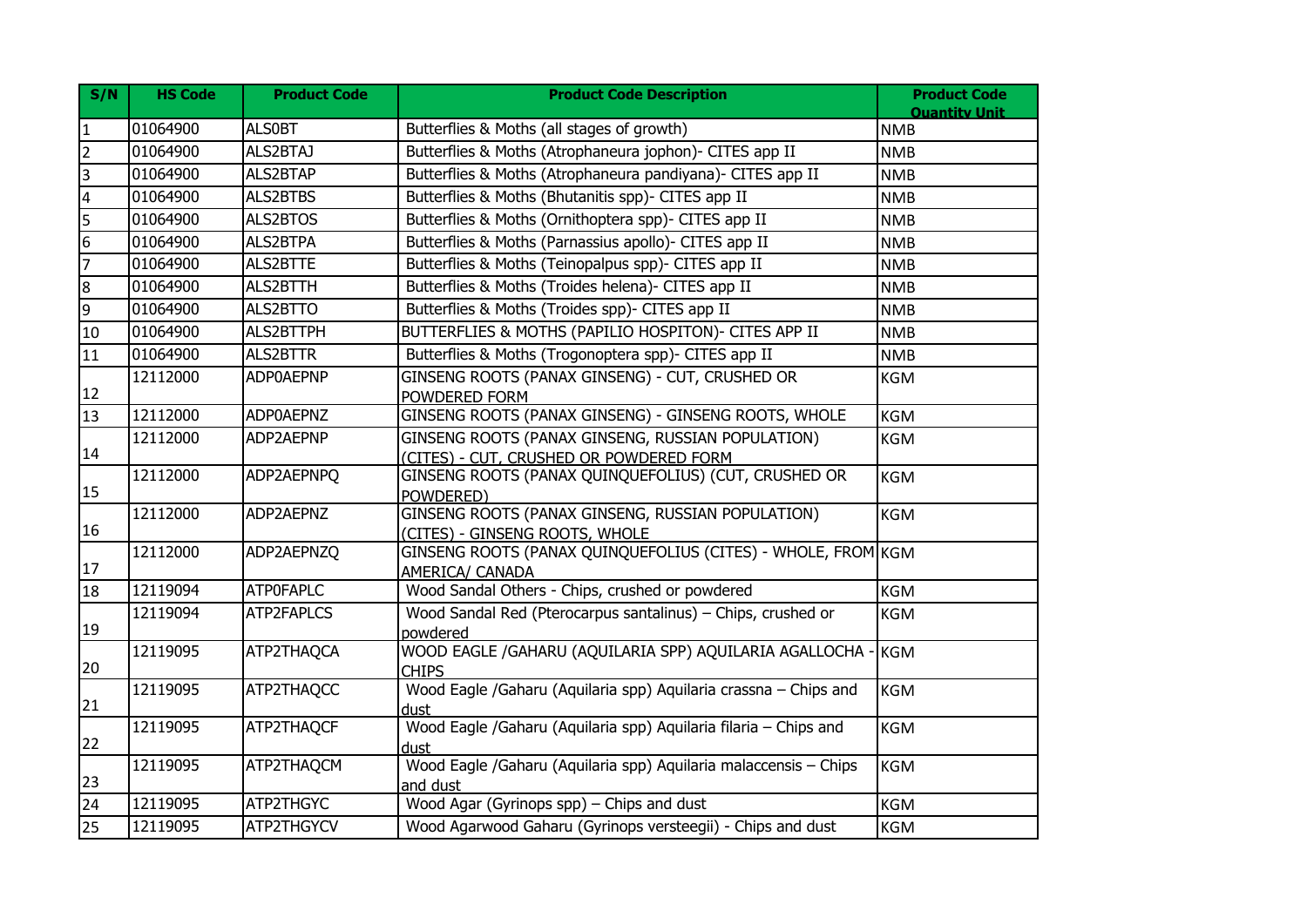| S/N | HS Code | Product Code | Product Code Description | Product Code Quantity Unit |
|---|---|---|---|---|
| 1 | 01064900 | ALS0BT | Butterflies & Moths (all stages of growth) | NMB |
| 2 | 01064900 | ALS2BTAJ | Butterflies & Moths (Atrophaneura jophon)- CITES app II | NMB |
| 3 | 01064900 | ALS2BTAP | Butterflies & Moths (Atrophaneura pandiyana)- CITES app II | NMB |
| 4 | 01064900 | ALS2BTBS | Butterflies & Moths (Bhutanitis spp)- CITES app II | NMB |
| 5 | 01064900 | ALS2BTOS | Butterflies & Moths (Ornithoptera spp)- CITES app II | NMB |
| 6 | 01064900 | ALS2BTPA | Butterflies & Moths (Parnassius apollo)- CITES app II | NMB |
| 7 | 01064900 | ALS2BTTE | Butterflies & Moths (Teinopalpus spp)- CITES app II | NMB |
| 8 | 01064900 | ALS2BTTH | Butterflies & Moths (Troides helena)- CITES app II | NMB |
| 9 | 01064900 | ALS2BTTO | Butterflies & Moths (Troides spp)- CITES app II | NMB |
| 10 | 01064900 | ALS2BTTPH | BUTTERFLIES & MOTHS (PAPILIO HOSPITON)- CITES APP II | NMB |
| 11 | 01064900 | ALS2BTTR | Butterflies & Moths (Trogonoptera spp)- CITES app II | NMB |
| 12 | 12112000 | ADP0AEPNP | GINSENG ROOTS (PANAX GINSENG) - CUT, CRUSHED OR POWDERED FORM | KGM |
| 13 | 12112000 | ADP0AEPNZ | GINSENG ROOTS (PANAX GINSENG) - GINSENG ROOTS, WHOLE | KGM |
| 14 | 12112000 | ADP2AEPNP | GINSENG ROOTS (PANAX GINSENG, RUSSIAN POPULATION) (CITES) - CUT, CRUSHED OR POWDERED FORM | KGM |
| 15 | 12112000 | ADP2AEPNPQ | GINSENG ROOTS (PANAX QUINQUEFOLIUS) (CUT, CRUSHED OR POWDERED) | KGM |
| 16 | 12112000 | ADP2AEPNZ | GINSENG ROOTS (PANAX GINSENG, RUSSIAN POPULATION) (CITES) - GINSENG ROOTS, WHOLE | KGM |
| 17 | 12112000 | ADP2AEPNZQ | GINSENG ROOTS (PANAX QUINQUEFOLIUS (CITES) - WHOLE, FROM AMERICA/ CANADA | KGM |
| 18 | 12119094 | ATP0FAPLC | Wood Sandal Others - Chips, crushed or powdered | KGM |
| 19 | 12119094 | ATP2FAPLCS | Wood Sandal Red (Pterocarpus santalinus) – Chips, crushed or powdered | KGM |
| 20 | 12119095 | ATP2THAQCA | WOOD EAGLE /GAHARU (AQUILARIA SPP) AQUILARIA AGALLOCHA - CHIPS | KGM |
| 21 | 12119095 | ATP2THAQCC | Wood Eagle /Gaharu (Aquilaria spp) Aquilaria crassna – Chips and dust | KGM |
| 22 | 12119095 | ATP2THAQCF | Wood Eagle /Gaharu (Aquilaria spp) Aquilaria filaria – Chips and dust | KGM |
| 23 | 12119095 | ATP2THAQCM | Wood Eagle /Gaharu (Aquilaria spp) Aquilaria malaccensis – Chips and dust | KGM |
| 24 | 12119095 | ATP2THGYC | Wood Agar (Gyrinops spp) – Chips and dust | KGM |
| 25 | 12119095 | ATP2THGYCV | Wood Agarwood Gaharu (Gyrinops versteegii) - Chips and dust | KGM |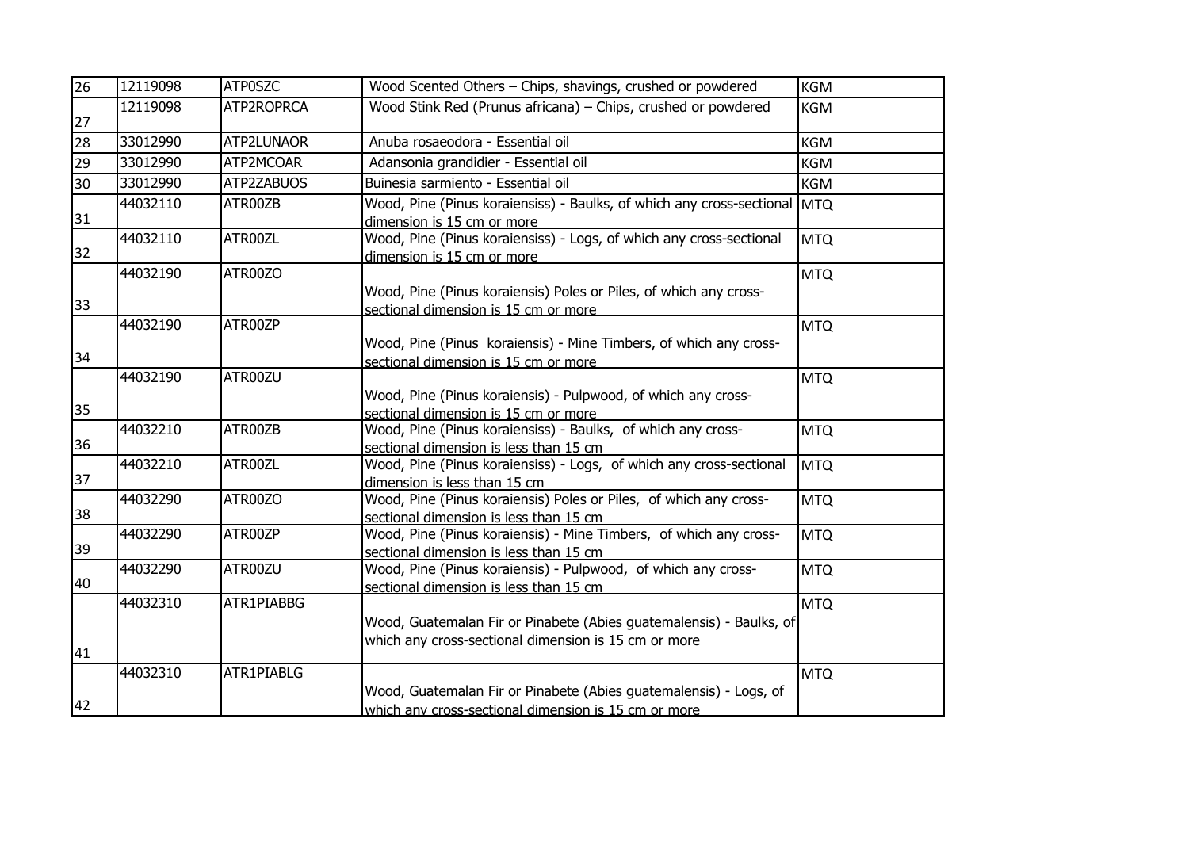| 26 | 12119098 | ATP0SZC | Wood Scented Others – Chips, shavings, crushed or powdered | KGM |
|---|---|---|---|---|
| 27 | 12119098 | ATP2ROPRCA | Wood Stink Red (Prunus africana) – Chips, crushed or powdered | KGM |
| 28 | 33012990 | ATP2LUNAOR | Anuba rosaeodora - Essential oil | KGM |
| 29 | 33012990 | ATP2MCOAR | Adansonia grandidier - Essential oil | KGM |
| 30 | 33012990 | ATP2ZABUOS | Buinesia sarmiento - Essential oil | KGM |
| 31 | 44032110 | ATR00ZB | Wood, Pine (Pinus koraiensiss) - Baulks, of which any cross-sectional dimension is 15 cm or more | MTQ |
| 32 | 44032110 | ATR00ZL | Wood, Pine (Pinus koraiensiss) - Logs, of which any cross-sectional dimension is 15 cm or more | MTQ |
| 33 | 44032190 | ATR00ZO | Wood, Pine (Pinus koraiensis) Poles or Piles, of which any cross-sectional dimension is 15 cm or more | MTQ |
| 34 | 44032190 | ATR00ZP | Wood, Pine (Pinus koraiensis) - Mine Timbers, of which any cross-sectional dimension is 15 cm or more | MTQ |
| 35 | 44032190 | ATR00ZU | Wood, Pine (Pinus koraiensis) - Pulpwood, of which any cross-sectional dimension is 15 cm or more | MTQ |
| 36 | 44032210 | ATR00ZB | Wood, Pine (Pinus koraiensiss) - Baulks, of which any cross-sectional dimension is less than 15 cm | MTQ |
| 37 | 44032210 | ATR00ZL | Wood, Pine (Pinus koraiensiss) - Logs, of which any cross-sectional dimension is less than 15 cm | MTQ |
| 38 | 44032290 | ATR00ZO | Wood, Pine (Pinus koraiensis) Poles or Piles, of which any cross-sectional dimension is less than 15 cm | MTQ |
| 39 | 44032290 | ATR00ZP | Wood, Pine (Pinus koraiensis) - Mine Timbers, of which any cross-sectional dimension is less than 15 cm | MTQ |
| 40 | 44032290 | ATR00ZU | Wood, Pine (Pinus koraiensis) - Pulpwood, of which any cross-sectional dimension is less than 15 cm | MTQ |
| 41 | 44032310 | ATR1PIABBG | Wood, Guatemalan Fir or Pinabete (Abies guatemalensis) - Baulks, of which any cross-sectional dimension is 15 cm or more | MTQ |
| 42 | 44032310 | ATR1PIABLG | Wood, Guatemalan Fir or Pinabete (Abies guatemalensis) - Logs, of which any cross-sectional dimension is 15 cm or more | MTQ |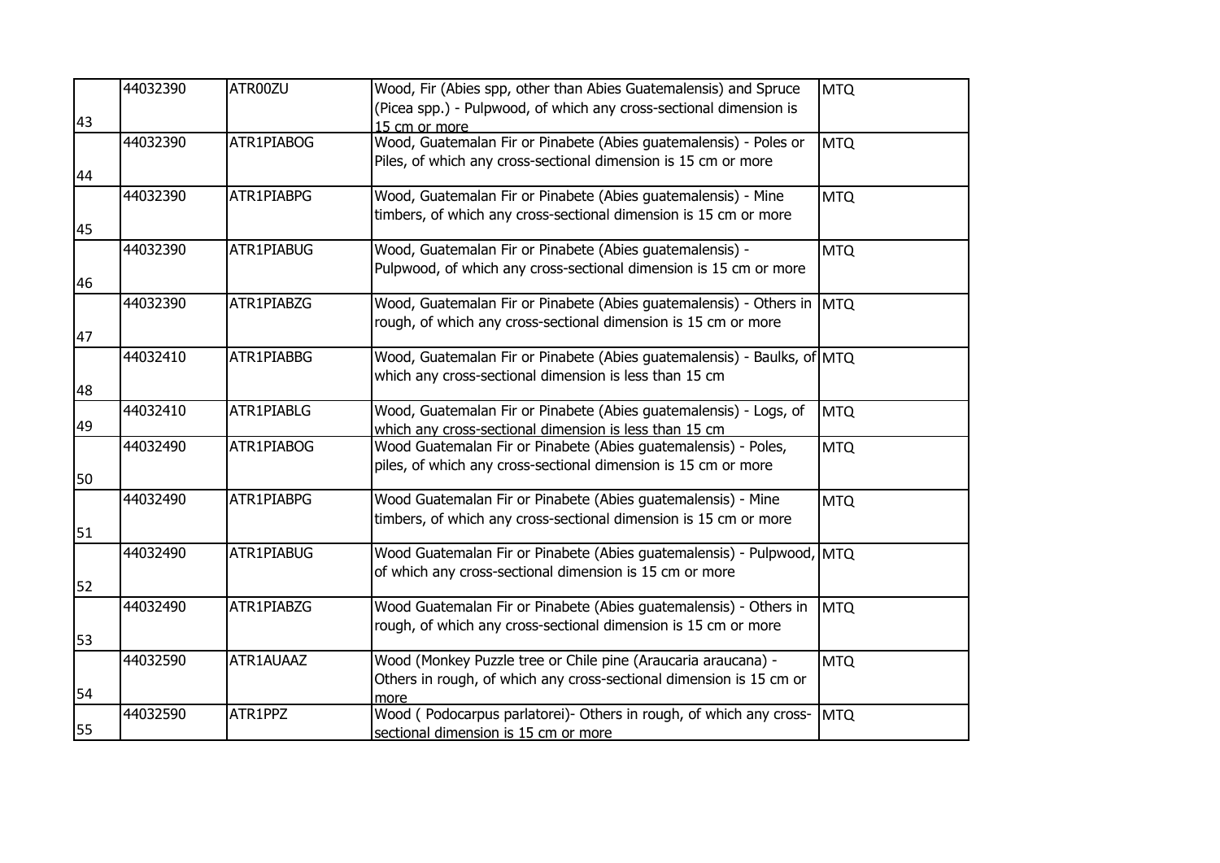| | | | | |
|---|---|---|---|---|
| 43 | 44032390 | ATR00ZU | Wood, Fir (Abies spp, other than Abies Guatemalensis) and Spruce (Picea spp.) - Pulpwood, of which any cross-sectional dimension is 15 cm or more | MTQ |
| 44 | 44032390 | ATR1PIABOG | Wood, Guatemalan Fir or Pinabete (Abies guatemalensis) - Poles or Piles, of which any cross-sectional dimension is 15 cm or more | MTQ |
| 45 | 44032390 | ATR1PIABPG | Wood, Guatemalan Fir or Pinabete (Abies guatemalensis) - Mine timbers, of which any cross-sectional dimension is 15 cm or more | MTQ |
| 46 | 44032390 | ATR1PIABUG | Wood, Guatemalan Fir or Pinabete (Abies guatemalensis) - Pulpwood, of which any cross-sectional dimension is 15 cm or more | MTQ |
| 47 | 44032390 | ATR1PIABZG | Wood, Guatemalan Fir or Pinabete (Abies guatemalensis) - Others in rough, of which any cross-sectional dimension is 15 cm or more | MTQ |
| 48 | 44032410 | ATR1PIABBG | Wood, Guatemalan Fir or Pinabete (Abies guatemalensis) - Baulks, of which any cross-sectional dimension is less than 15 cm | MTQ |
| 49 | 44032410 | ATR1PIABLG | Wood, Guatemalan Fir or Pinabete (Abies guatemalensis) - Logs, of which any cross-sectional dimension is less than 15 cm | MTQ |
| 50 | 44032490 | ATR1PIABOG | Wood Guatemalan Fir or Pinabete (Abies guatemalensis) - Poles, piles, of which any cross-sectional dimension is 15 cm or more | MTQ |
| 51 | 44032490 | ATR1PIABPG | Wood Guatemalan Fir or Pinabete (Abies guatemalensis) - Mine timbers, of which any cross-sectional dimension is 15 cm or more | MTQ |
| 52 | 44032490 | ATR1PIABUG | Wood Guatemalan Fir or Pinabete (Abies guatemalensis) - Pulpwood, of which any cross-sectional dimension is 15 cm or more | MTQ |
| 53 | 44032490 | ATR1PIABZG | Wood Guatemalan Fir or Pinabete (Abies guatemalensis) - Others in rough, of which any cross-sectional dimension is 15 cm or more | MTQ |
| 54 | 44032590 | ATR1AUAAZ | Wood (Monkey Puzzle tree or Chile pine (Araucaria araucana) - Others in rough, of which any cross-sectional dimension is 15 cm or more | MTQ |
| 55 | 44032590 | ATR1PPZ | Wood ( Podocarpus parlatorei)- Others in rough, of which any cross-sectional dimension is 15 cm or more | MTQ |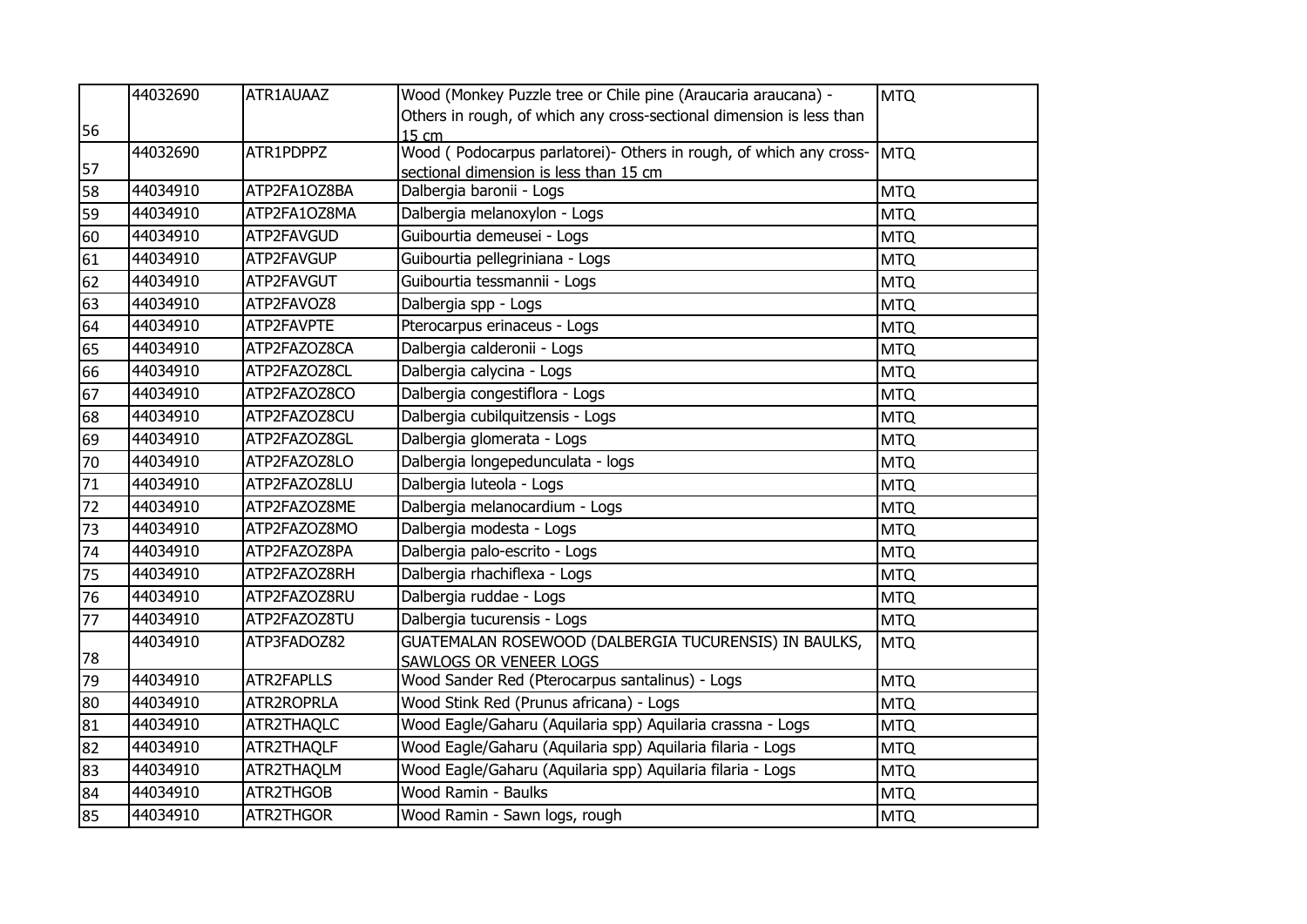| 56 | 44032690 | ATR1AUAAZ | Wood (Monkey Puzzle tree or Chile pine (Araucaria araucana) - Others in rough, of which any cross-sectional dimension is less than 15 cm | MTQ |
|---|---|---|---|---|
| 57 | 44032690 | ATR1PDPPZ | Wood ( Podocarpus parlatorei)- Others in rough, of which any cross-sectional dimension is less than 15 cm | MTQ |
| 58 | 44034910 | ATP2FA1OZ8BA | Dalbergia baronii - Logs | MTQ |
| 59 | 44034910 | ATP2FA1OZ8MA | Dalbergia melanoxylon - Logs | MTQ |
| 60 | 44034910 | ATP2FAVGUD | Guibourtia demeusei - Logs | MTQ |
| 61 | 44034910 | ATP2FAVGUP | Guibourtia pellegriniana - Logs | MTQ |
| 62 | 44034910 | ATP2FAVGUT | Guibourtia tessmannii - Logs | MTQ |
| 63 | 44034910 | ATP2FAVOZ8 | Dalbergia spp - Logs | MTQ |
| 64 | 44034910 | ATP2FAVPTE | Pterocarpus erinaceus - Logs | MTQ |
| 65 | 44034910 | ATP2FAZOZ8CA | Dalbergia calderonii - Logs | MTQ |
| 66 | 44034910 | ATP2FAZOZ8CL | Dalbergia calycina - Logs | MTQ |
| 67 | 44034910 | ATP2FAZOZ8CO | Dalbergia congestiflora - Logs | MTQ |
| 68 | 44034910 | ATP2FAZOZ8CU | Dalbergia cubilquitzensis - Logs | MTQ |
| 69 | 44034910 | ATP2FAZOZ8GL | Dalbergia glomerata - Logs | MTQ |
| 70 | 44034910 | ATP2FAZOZ8LO | Dalbergia longepedunculata - logs | MTQ |
| 71 | 44034910 | ATP2FAZOZ8LU | Dalbergia luteola - Logs | MTQ |
| 72 | 44034910 | ATP2FAZOZ8ME | Dalbergia melanocardium - Logs | MTQ |
| 73 | 44034910 | ATP2FAZOZ8MO | Dalbergia modesta - Logs | MTQ |
| 74 | 44034910 | ATP2FAZOZ8PA | Dalbergia palo-escrito - Logs | MTQ |
| 75 | 44034910 | ATP2FAZOZ8RH | Dalbergia rhachiflexa - Logs | MTQ |
| 76 | 44034910 | ATP2FAZOZ8RU | Dalbergia ruddae - Logs | MTQ |
| 77 | 44034910 | ATP2FAZOZ8TU | Dalbergia tucurensis - Logs | MTQ |
| 78 | 44034910 | ATP3FADOZ82 | GUATEMALAN ROSEWOOD (DALBERGIA TUCURENSIS) IN BAULKS, SAWLOGS OR VENEER LOGS | MTQ |
| 79 | 44034910 | ATR2FAPLLS | Wood Sander Red (Pterocarpus santalinus) - Logs | MTQ |
| 80 | 44034910 | ATR2ROPRLA | Wood Stink Red (Prunus africana) - Logs | MTQ |
| 81 | 44034910 | ATR2THAQLC | Wood Eagle/Gaharu (Aquilaria spp) Aquilaria crassna - Logs | MTQ |
| 82 | 44034910 | ATR2THAQLF | Wood Eagle/Gaharu (Aquilaria spp) Aquilaria filaria - Logs | MTQ |
| 83 | 44034910 | ATR2THAQLM | Wood Eagle/Gaharu (Aquilaria spp) Aquilaria filaria - Logs | MTQ |
| 84 | 44034910 | ATR2THGOB | Wood Ramin - Baulks | MTQ |
| 85 | 44034910 | ATR2THGOR | Wood Ramin - Sawn logs, rough | MTQ |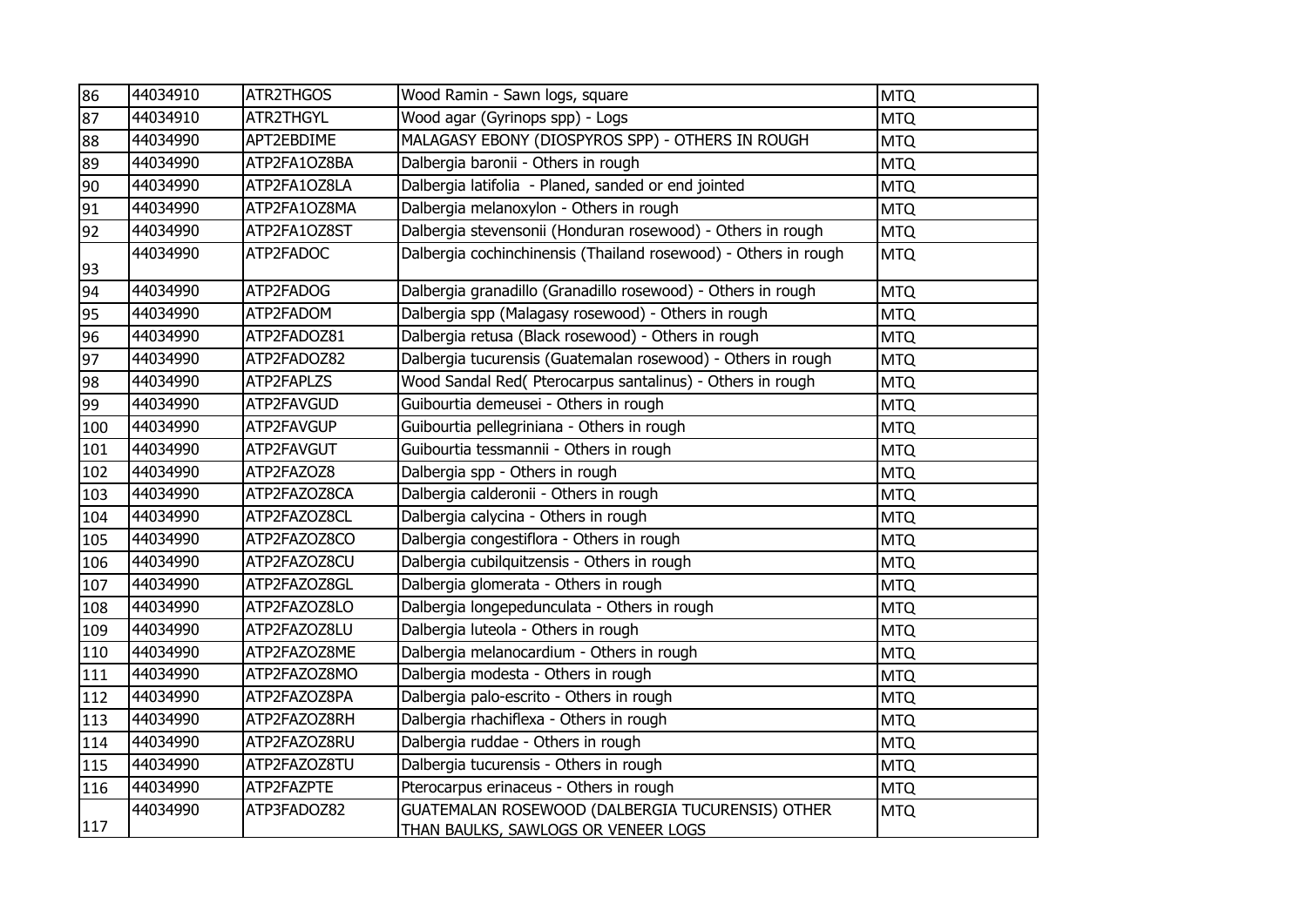| 86 | 44034910 | ATR2THGOS | Wood Ramin - Sawn logs, square | MTQ |
|---|---|---|---|---|
| 87 | 44034910 | ATR2THGYL | Wood agar (Gyrinops spp) - Logs | MTQ |
| 88 | 44034990 | APT2EBDIME | MALAGASY EBONY (DIOSPYROS SPP) - OTHERS IN ROUGH | MTQ |
| 89 | 44034990 | ATP2FA1OZ8BA | Dalbergia baronii - Others in rough | MTQ |
| 90 | 44034990 | ATP2FA1OZ8LA | Dalbergia latifolia - Planed, sanded or end jointed | MTQ |
| 91 | 44034990 | ATP2FA1OZ8MA | Dalbergia melanoxylon - Others in rough | MTQ |
| 92 | 44034990 | ATP2FA1OZ8ST | Dalbergia stevensonii (Honduran rosewood) - Others in rough | MTQ |
| 93 | 44034990 | ATP2FADOC | Dalbergia cochinchinensis (Thailand rosewood) - Others in rough | MTQ |
| 94 | 44034990 | ATP2FADOG | Dalbergia granadillo (Granadillo rosewood) - Others in rough | MTQ |
| 95 | 44034990 | ATP2FADOM | Dalbergia spp (Malagasy rosewood) - Others in rough | MTQ |
| 96 | 44034990 | ATP2FADOZ81 | Dalbergia retusa (Black rosewood) - Others in rough | MTQ |
| 97 | 44034990 | ATP2FADOZ82 | Dalbergia tucurensis (Guatemalan rosewood) - Others in rough | MTQ |
| 98 | 44034990 | ATP2FAPLZS | Wood Sandal Red( Pterocarpus santalinus) - Others in rough | MTQ |
| 99 | 44034990 | ATP2FAVGUD | Guibourtia demeusei - Others in rough | MTQ |
| 100 | 44034990 | ATP2FAVGUP | Guibourtia pellegriniana - Others in rough | MTQ |
| 101 | 44034990 | ATP2FAVGUT | Guibourtia tessmannii - Others in rough | MTQ |
| 102 | 44034990 | ATP2FAZOZ8 | Dalbergia spp - Others in rough | MTQ |
| 103 | 44034990 | ATP2FAZOZ8CA | Dalbergia calderonii - Others in rough | MTQ |
| 104 | 44034990 | ATP2FAZOZ8CL | Dalbergia calycina - Others in rough | MTQ |
| 105 | 44034990 | ATP2FAZOZ8CO | Dalbergia congestiflora - Others in rough | MTQ |
| 106 | 44034990 | ATP2FAZOZ8CU | Dalbergia cubilquitzensis - Others in rough | MTQ |
| 107 | 44034990 | ATP2FAZOZ8GL | Dalbergia glomerata - Others in rough | MTQ |
| 108 | 44034990 | ATP2FAZOZ8LO | Dalbergia longepedunculata - Others in rough | MTQ |
| 109 | 44034990 | ATP2FAZOZ8LU | Dalbergia luteola - Others in rough | MTQ |
| 110 | 44034990 | ATP2FAZOZ8ME | Dalbergia melanocardium - Others in rough | MTQ |
| 111 | 44034990 | ATP2FAZOZ8MO | Dalbergia modesta - Others in rough | MTQ |
| 112 | 44034990 | ATP2FAZOZ8PA | Dalbergia palo-escrito - Others in rough | MTQ |
| 113 | 44034990 | ATP2FAZOZ8RH | Dalbergia rhachiflexa - Others in rough | MTQ |
| 114 | 44034990 | ATP2FAZOZ8RU | Dalbergia ruddae - Others in rough | MTQ |
| 115 | 44034990 | ATP2FAZOZ8TU | Dalbergia tucurensis - Others in rough | MTQ |
| 116 | 44034990 | ATP2FAZPTE | Pterocarpus erinaceus - Others in rough | MTQ |
| 117 | 44034990 | ATP3FADOZ82 | GUATEMALAN ROSEWOOD (DALBERGIA TUCURENSIS) OTHER THAN BAULKS, SAWLOGS OR VENEER LOGS | MTQ |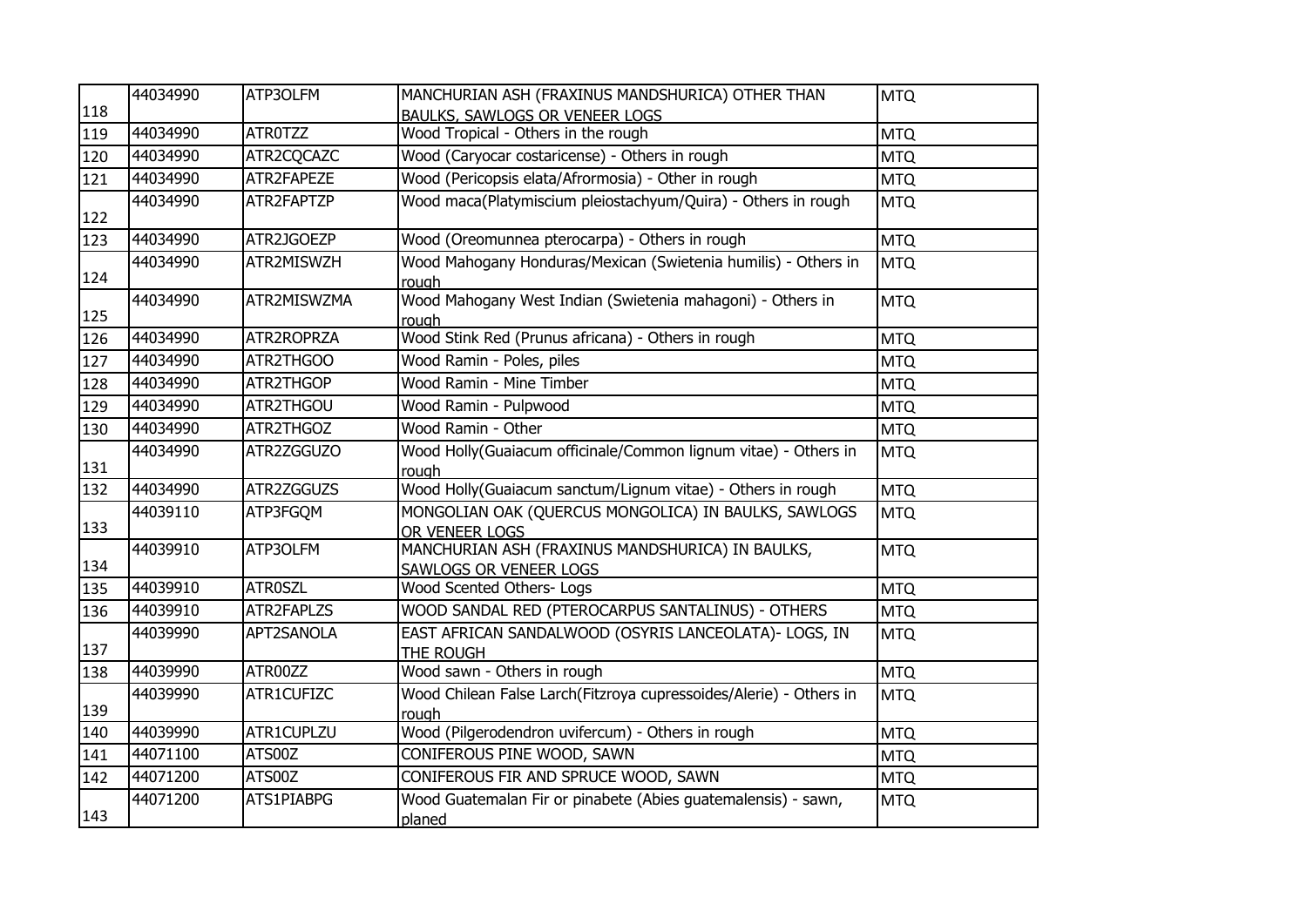| 118 | 44034990 | ATP3OLFM | MANCHURIAN ASH (FRAXINUS MANDSHURICA) OTHER THAN BAULKS, SAWLOGS OR VENEER LOGS | MTQ |
|---|---|---|---|---|
| 119 | 44034990 | ATR0TZZ | Wood Tropical - Others in the rough | MTQ |
| 120 | 44034990 | ATR2CQCAZC | Wood (Caryocar costaricense) - Others in rough | MTQ |
| 121 | 44034990 | ATR2FAPEZE | Wood (Pericopsis elata/Afrormosia) - Other in rough | MTQ |
| 122 | 44034990 | ATR2FAPTZP | Wood maca(Platymiscium pleiostachyum/Quira) - Others in rough | MTQ |
| 123 | 44034990 | ATR2JGOEZP | Wood (Oreomunnea pterocarpa) - Others in rough | MTQ |
| 124 | 44034990 | ATR2MISWZH | Wood Mahogany Honduras/Mexican (Swietenia humilis) - Others in rough | MTQ |
| 125 | 44034990 | ATR2MISWZMA | Wood Mahogany West Indian (Swietenia mahagoni) - Others in rough | MTQ |
| 126 | 44034990 | ATR2ROPRZA | Wood Stink Red (Prunus africana) - Others in rough | MTQ |
| 127 | 44034990 | ATR2THGOO | Wood Ramin - Poles, piles | MTQ |
| 128 | 44034990 | ATR2THGOP | Wood Ramin - Mine Timber | MTQ |
| 129 | 44034990 | ATR2THGOU | Wood Ramin - Pulpwood | MTQ |
| 130 | 44034990 | ATR2THGOZ | Wood Ramin - Other | MTQ |
| 131 | 44034990 | ATR2ZGGUZO | Wood Holly(Guaiacum officinale/Common lignum vitae) - Others in rough | MTQ |
| 132 | 44034990 | ATR2ZGGUZS | Wood Holly(Guaiacum sanctum/Lignum vitae) - Others in rough | MTQ |
| 133 | 44039110 | ATP3FGQM | MONGOLIAN OAK (QUERCUS MONGOLICA) IN BAULKS, SAWLOGS OR VENEER LOGS | MTQ |
| 134 | 44039910 | ATP3OLFM | MANCHURIAN ASH (FRAXINUS MANDSHURICA) IN BAULKS, SAWLOGS OR VENEER LOGS | MTQ |
| 135 | 44039910 | ATR0SZL | Wood Scented Others- Logs | MTQ |
| 136 | 44039910 | ATR2FAPLZS | WOOD SANDAL RED (PTEROCARPUS SANTALINUS) - OTHERS | MTQ |
| 137 | 44039990 | APT2SANOLA | EAST AFRICAN SANDALWOOD (OSYRIS LANCEOLATA)- LOGS, IN THE ROUGH | MTQ |
| 138 | 44039990 | ATR00ZZ | Wood sawn - Others in rough | MTQ |
| 139 | 44039990 | ATR1CUFIZC | Wood Chilean False Larch(Fitzroya cupressoides/Alerie) - Others in rough | MTQ |
| 140 | 44039990 | ATR1CUPLZU | Wood (Pilgerodendron uvifercum) - Others in rough | MTQ |
| 141 | 44071100 | ATS00Z | CONIFEROUS PINE WOOD, SAWN | MTQ |
| 142 | 44071200 | ATS00Z | CONIFEROUS FIR AND SPRUCE WOOD, SAWN | MTQ |
| 143 | 44071200 | ATS1PIABPG | Wood Guatemalan Fir or pinabete (Abies guatemalensis) - sawn, planed | MTQ |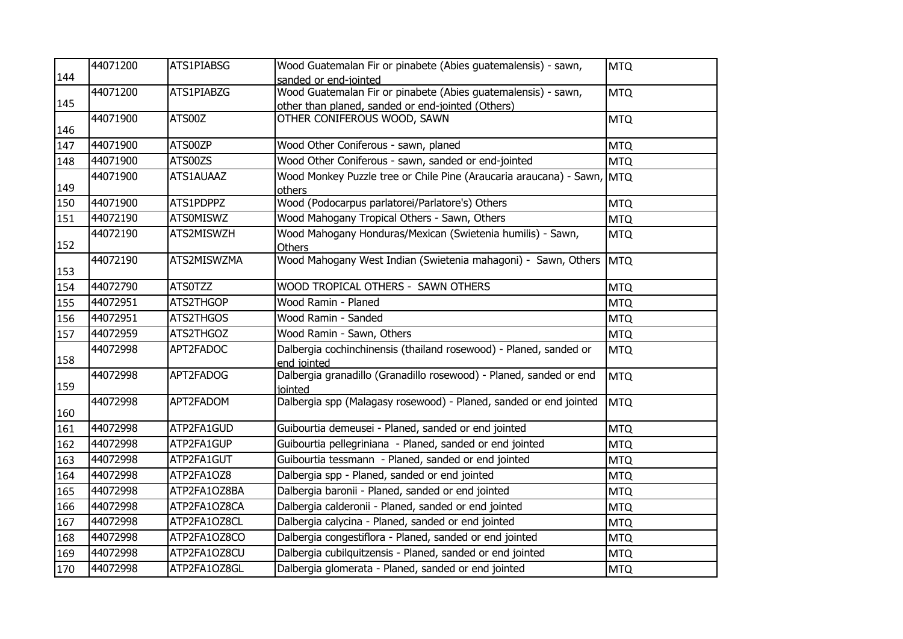| 144 | 44071200 | ATS1PIABSG | Wood Guatemalan Fir or pinabete (Abies guatemalensis) - sawn, sanded or end-jointed | MTQ |
|---|---|---|---|---|
| 145 | 44071200 | ATS1PIABZG | Wood Guatemalan Fir or pinabete (Abies guatemalensis) - sawn, other than planed, sanded or end-jointed (Others) | MTQ |
| 146 | 44071900 | ATS00Z | OTHER CONIFEROUS WOOD, SAWN | MTQ |
| 147 | 44071900 | ATS00ZP | Wood Other Coniferous - sawn, planed | MTQ |
| 148 | 44071900 | ATS00ZS | Wood Other Coniferous - sawn, sanded or end-jointed | MTQ |
| 149 | 44071900 | ATS1AUAAZ | Wood Monkey Puzzle tree or Chile Pine (Araucaria araucana) - Sawn, others | MTQ |
| 150 | 44071900 | ATS1PDPPZ | Wood (Podocarpus parlatorei/Parlatore's) Others | MTQ |
| 151 | 44072190 | ATS0MISWZ | Wood Mahogany Tropical Others - Sawn, Others | MTQ |
| 152 | 44072190 | ATS2MISWZH | Wood Mahogany Honduras/Mexican (Swietenia humilis) - Sawn, Others | MTQ |
| 153 | 44072190 | ATS2MISWZMA | Wood Mahogany West Indian (Swietenia mahagoni) - Sawn, Others | MTQ |
| 154 | 44072790 | ATS0TZZ | WOOD TROPICAL OTHERS - SAWN OTHERS | MTQ |
| 155 | 44072951 | ATS2THGOP | Wood Ramin - Planed | MTQ |
| 156 | 44072951 | ATS2THGOS | Wood Ramin - Sanded | MTQ |
| 157 | 44072959 | ATS2THGOZ | Wood Ramin - Sawn, Others | MTQ |
| 158 | 44072998 | APT2FADOC | Dalbergia cochinchinensis (thailand rosewood) - Planed, sanded or end jointed | MTQ |
| 159 | 44072998 | APT2FADOG | Dalbergia granadillo (Granadillo rosewood) - Planed, sanded or end jointed | MTQ |
| 160 | 44072998 | APT2FADOM | Dalbergia spp (Malagasy rosewood) - Planed, sanded or end jointed | MTQ |
| 161 | 44072998 | ATP2FA1GUD | Guibourtia demeusei - Planed, sanded or end jointed | MTQ |
| 162 | 44072998 | ATP2FA1GUP | Guibourtia pellegriniana - Planed, sanded or end jointed | MTQ |
| 163 | 44072998 | ATP2FA1GUT | Guibourtia tessmann - Planed, sanded or end jointed | MTQ |
| 164 | 44072998 | ATP2FA1OZ8 | Dalbergia spp - Planed, sanded or end jointed | MTQ |
| 165 | 44072998 | ATP2FA1OZ8BA | Dalbergia baronii - Planed, sanded or end jointed | MTQ |
| 166 | 44072998 | ATP2FA1OZ8CA | Dalbergia calderonii - Planed, sanded or end jointed | MTQ |
| 167 | 44072998 | ATP2FA1OZ8CL | Dalbergia calycina - Planed, sanded or end jointed | MTQ |
| 168 | 44072998 | ATP2FA1OZ8CO | Dalbergia congestiflora - Planed, sanded or end jointed | MTQ |
| 169 | 44072998 | ATP2FA1OZ8CU | Dalbergia cubilquitzensis - Planed, sanded or end jointed | MTQ |
| 170 | 44072998 | ATP2FA1OZ8GL | Dalbergia glomerata - Planed, sanded or end jointed | MTQ |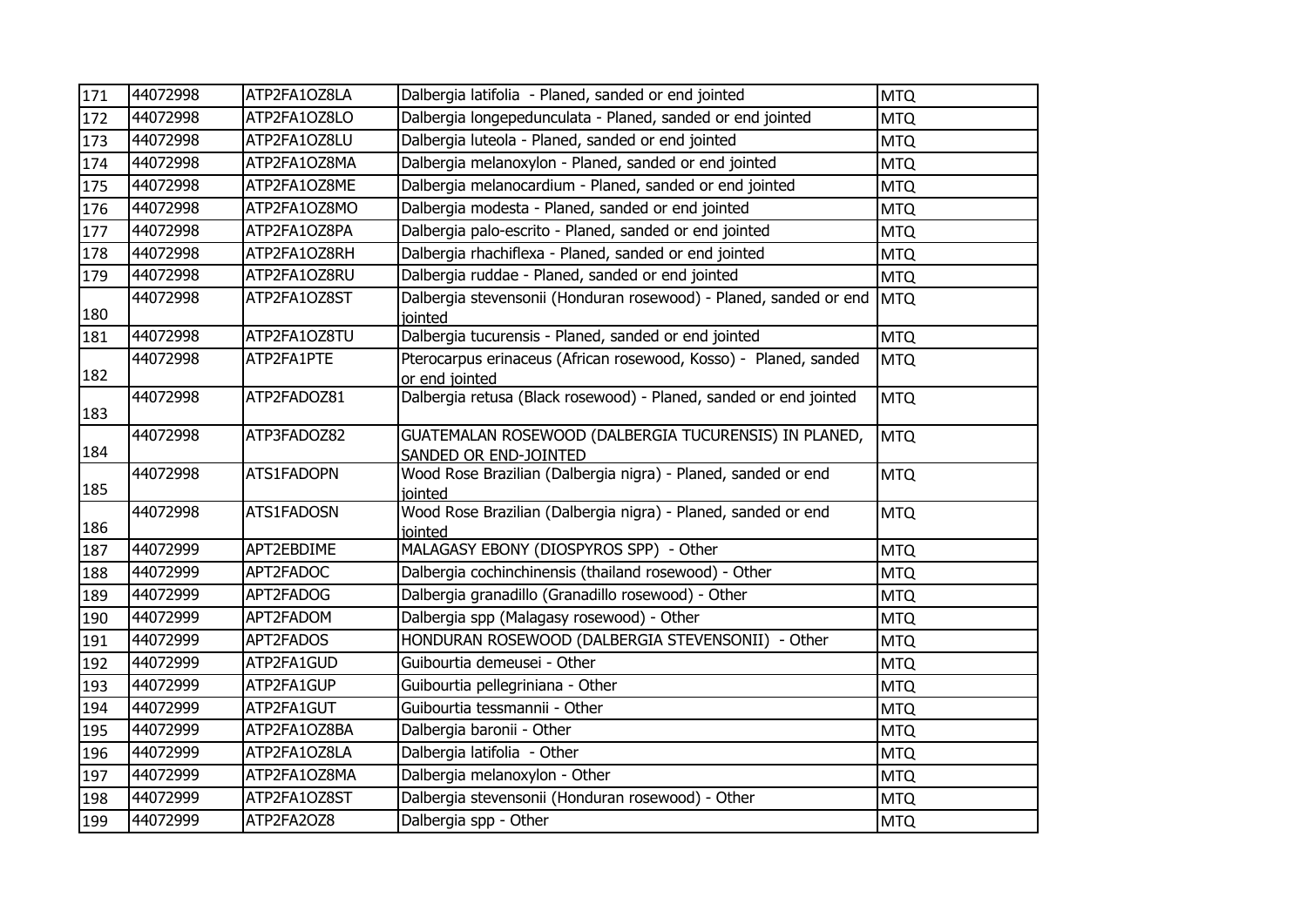| 171 | 44072998 | ATP2FA1OZ8LA | Dalbergia latifolia - Planed, sanded or end jointed | MTQ |
|---|---|---|---|---|
| 172 | 44072998 | ATP2FA1OZ8LO | Dalbergia longepedunculata - Planed, sanded or end jointed | MTQ |
| 173 | 44072998 | ATP2FA1OZ8LU | Dalbergia luteola - Planed, sanded or end jointed | MTQ |
| 174 | 44072998 | ATP2FA1OZ8MA | Dalbergia melanoxylon - Planed, sanded or end jointed | MTQ |
| 175 | 44072998 | ATP2FA1OZ8ME | Dalbergia melanocardium - Planed, sanded or end jointed | MTQ |
| 176 | 44072998 | ATP2FA1OZ8MO | Dalbergia modesta - Planed, sanded or end jointed | MTQ |
| 177 | 44072998 | ATP2FA1OZ8PA | Dalbergia palo-escrito - Planed, sanded or end jointed | MTQ |
| 178 | 44072998 | ATP2FA1OZ8RH | Dalbergia rhachiflexa - Planed, sanded or end jointed | MTQ |
| 179 | 44072998 | ATP2FA1OZ8RU | Dalbergia ruddae - Planed, sanded or end jointed | MTQ |
| 180 | 44072998 | ATP2FA1OZ8ST | Dalbergia stevensonii (Honduran rosewood) - Planed, sanded or end jointed | MTQ |
| 181 | 44072998 | ATP2FA1OZ8TU | Dalbergia tucurensis - Planed, sanded or end jointed | MTQ |
| 182 | 44072998 | ATP2FA1PTE | Pterocarpus erinaceus (African rosewood, Kosso) - Planed, sanded or end jointed | MTQ |
| 183 | 44072998 | ATP2FADOZ81 | Dalbergia retusa (Black rosewood) - Planed, sanded or end jointed | MTQ |
| 184 | 44072998 | ATP3FADOZ82 | GUATEMALAN ROSEWOOD (DALBERGIA TUCURENSIS) IN PLANED, SANDED OR END-JOINTED | MTQ |
| 185 | 44072998 | ATS1FADOPN | Wood Rose Brazilian (Dalbergia nigra) - Planed, sanded or end jointed | MTQ |
| 186 | 44072998 | ATS1FADOSN | Wood Rose Brazilian (Dalbergia nigra) - Planed, sanded or end jointed | MTQ |
| 187 | 44072999 | APT2EBDIME | MALAGASY EBONY (DIOSPYROS SPP) - Other | MTQ |
| 188 | 44072999 | APT2FADOC | Dalbergia cochinchinensis (thailand rosewood) - Other | MTQ |
| 189 | 44072999 | APT2FADOG | Dalbergia granadillo (Granadillo rosewood) - Other | MTQ |
| 190 | 44072999 | APT2FADOM | Dalbergia spp (Malagasy rosewood) - Other | MTQ |
| 191 | 44072999 | APT2FADOS | HONDURAN ROSEWOOD (DALBERGIA STEVENSONII) - Other | MTQ |
| 192 | 44072999 | ATP2FA1GUD | Guibourtia demeusei - Other | MTQ |
| 193 | 44072999 | ATP2FA1GUP | Guibourtia pellegriniana - Other | MTQ |
| 194 | 44072999 | ATP2FA1GUT | Guibourtia tessmannii - Other | MTQ |
| 195 | 44072999 | ATP2FA1OZ8BA | Dalbergia baronii - Other | MTQ |
| 196 | 44072999 | ATP2FA1OZ8LA | Dalbergia latifolia - Other | MTQ |
| 197 | 44072999 | ATP2FA1OZ8MA | Dalbergia melanoxylon - Other | MTQ |
| 198 | 44072999 | ATP2FA1OZ8ST | Dalbergia stevensonii (Honduran rosewood) - Other | MTQ |
| 199 | 44072999 | ATP2FA2OZ8 | Dalbergia spp - Other | MTQ |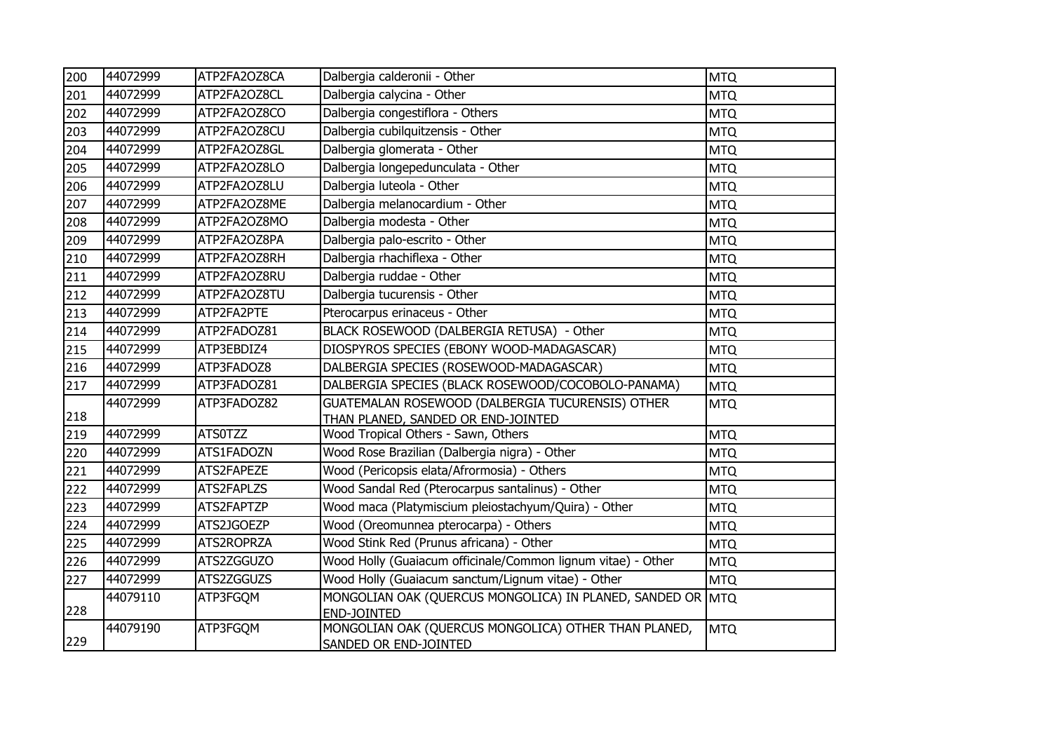| 200 | 44072999 | ATP2FA2OZ8CA | Dalbergia calderonii - Other | MTQ |
|---|---|---|---|---|
| 201 | 44072999 | ATP2FA2OZ8CL | Dalbergia calycina - Other | MTQ |
| 202 | 44072999 | ATP2FA2OZ8CO | Dalbergia congestiflora - Others | MTQ |
| 203 | 44072999 | ATP2FA2OZ8CU | Dalbergia cubilquitzensis - Other | MTQ |
| 204 | 44072999 | ATP2FA2OZ8GL | Dalbergia glomerata - Other | MTQ |
| 205 | 44072999 | ATP2FA2OZ8LO | Dalbergia longepedunculata - Other | MTQ |
| 206 | 44072999 | ATP2FA2OZ8LU | Dalbergia luteola - Other | MTQ |
| 207 | 44072999 | ATP2FA2OZ8ME | Dalbergia melanocardium - Other | MTQ |
| 208 | 44072999 | ATP2FA2OZ8MO | Dalbergia modesta - Other | MTQ |
| 209 | 44072999 | ATP2FA2OZ8PA | Dalbergia palo-escrito - Other | MTQ |
| 210 | 44072999 | ATP2FA2OZ8RH | Dalbergia rhachiflexa - Other | MTQ |
| 211 | 44072999 | ATP2FA2OZ8RU | Dalbergia ruddae - Other | MTQ |
| 212 | 44072999 | ATP2FA2OZ8TU | Dalbergia tucurensis - Other | MTQ |
| 213 | 44072999 | ATP2FA2PTE | Pterocarpus erinaceus - Other | MTQ |
| 214 | 44072999 | ATP2FADOZ81 | BLACK ROSEWOOD (DALBERGIA RETUSA) - Other | MTQ |
| 215 | 44072999 | ATP3EBDIZ4 | DIOSPYROS SPECIES (EBONY WOOD-MADAGASCAR) | MTQ |
| 216 | 44072999 | ATP3FADOZ8 | DALBERGIA SPECIES (ROSEWOOD-MADAGASCAR) | MTQ |
| 217 | 44072999 | ATP3FADOZ81 | DALBERGIA SPECIES (BLACK ROSEWOOD/COCOBOLO-PANAMA) | MTQ |
| 218 | 44072999 | ATP3FADOZ82 | GUATEMALAN ROSEWOOD (DALBERGIA TUCURENSIS) OTHER THAN PLANED, SANDED OR END-JOINTED | MTQ |
| 219 | 44072999 | ATS0TZZ | Wood Tropical Others - Sawn, Others | MTQ |
| 220 | 44072999 | ATS1FADOZN | Wood Rose Brazilian (Dalbergia nigra) - Other | MTQ |
| 221 | 44072999 | ATS2FAPEZE | Wood (Pericopsis elata/Afrormosia) - Others | MTQ |
| 222 | 44072999 | ATS2FAPLZS | Wood Sandal Red (Pterocarpus santalinus) - Other | MTQ |
| 223 | 44072999 | ATS2FAPTZP | Wood maca (Platymiscium pleiostachyum/Quira) - Other | MTQ |
| 224 | 44072999 | ATS2JGOEZP | Wood (Oreomunnea pterocarpa) - Others | MTQ |
| 225 | 44072999 | ATS2ROPRZA | Wood Stink Red (Prunus africana) - Other | MTQ |
| 226 | 44072999 | ATS2ZGGUZO | Wood Holly (Guaiacum officinale/Common lignum vitae) - Other | MTQ |
| 227 | 44072999 | ATS2ZGGUZS | Wood Holly (Guaiacum sanctum/Lignum vitae) - Other | MTQ |
| 228 | 44079110 | ATP3FGQM | MONGOLIAN OAK (QUERCUS MONGOLICA) IN PLANED, SANDED OR END-JOINTED | MTQ |
| 229 | 44079190 | ATP3FGQM | MONGOLIAN OAK (QUERCUS MONGOLICA) OTHER THAN PLANED, SANDED OR END-JOINTED | MTQ |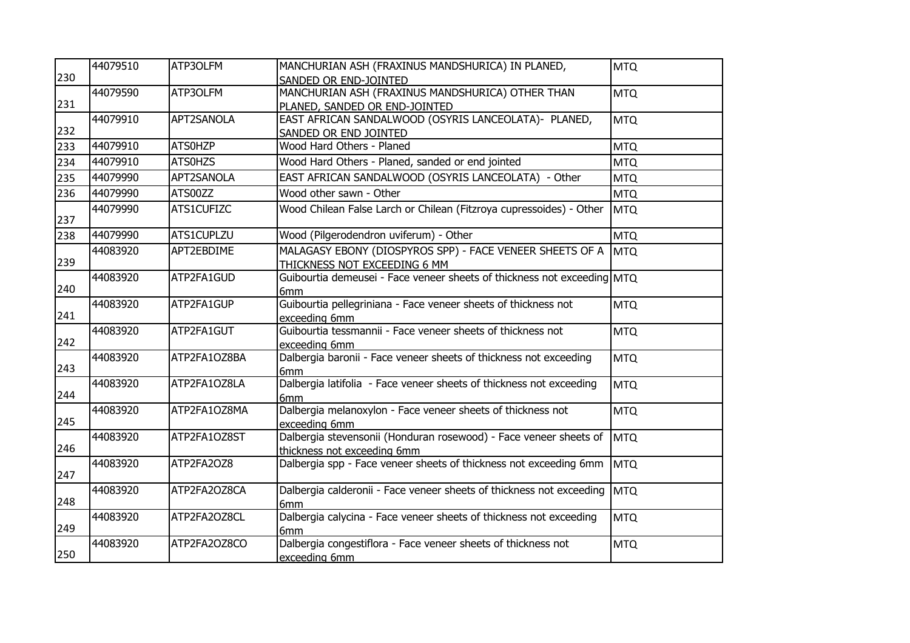| 230 | 44079510 | ATP3OLFM | MANCHURIAN ASH (FRAXINUS MANDSHURICA) IN PLANED, SANDED OR END-JOINTED | MTQ |
|---|---|---|---|---|
| 231 | 44079590 | ATP3OLFM | MANCHURIAN ASH (FRAXINUS MANDSHURICA) OTHER THAN PLANED, SANDED OR END-JOINTED | MTQ |
| 232 | 44079910 | APT2SANOLA | EAST AFRICAN SANDALWOOD (OSYRIS LANCEOLATA)- PLANED, SANDED OR END JOINTED | MTQ |
| 233 | 44079910 | ATS0HZP | Wood Hard Others - Planed | MTQ |
| 234 | 44079910 | ATS0HZS | Wood Hard Others - Planed, sanded or end jointed | MTQ |
| 235 | 44079990 | APT2SANOLA | EAST AFRICAN SANDALWOOD (OSYRIS LANCEOLATA) - Other | MTQ |
| 236 | 44079990 | ATS00ZZ | Wood other sawn - Other | MTQ |
| 237 | 44079990 | ATS1CUFIZC | Wood Chilean False Larch or Chilean (Fitzroya cupressoides) - Other | MTQ |
| 238 | 44079990 | ATS1CUPLZU | Wood (Pilgerodendron uviferum) - Other | MTQ |
| 239 | 44083920 | APT2EBDIME | MALAGASY EBONY (DIOSPYROS SPP) - FACE VENEER SHEETS OF A THICKNESS NOT EXCEEDING 6 MM | MTQ |
| 240 | 44083920 | ATP2FA1GUD | Guibourtia demeusei - Face veneer sheets of thickness not exceeding 6mm | MTQ |
| 241 | 44083920 | ATP2FA1GUP | Guibourtia pellegriniana - Face veneer sheets of thickness not exceeding 6mm | MTQ |
| 242 | 44083920 | ATP2FA1GUT | Guibourtia tessmannii - Face veneer sheets of thickness not exceeding 6mm | MTQ |
| 243 | 44083920 | ATP2FA1OZ8BA | Dalbergia baronii - Face veneer sheets of thickness not exceeding 6mm | MTQ |
| 244 | 44083920 | ATP2FA1OZ8LA | Dalbergia latifolia - Face veneer sheets of thickness not exceeding 6mm | MTQ |
| 245 | 44083920 | ATP2FA1OZ8MA | Dalbergia melanoxylon - Face veneer sheets of thickness not exceeding 6mm | MTQ |
| 246 | 44083920 | ATP2FA1OZ8ST | Dalbergia stevensonii (Honduran rosewood) - Face veneer sheets of thickness not exceeding 6mm | MTQ |
| 247 | 44083920 | ATP2FA2OZ8 | Dalbergia spp - Face veneer sheets of thickness not exceeding 6mm | MTQ |
| 248 | 44083920 | ATP2FA2OZ8CA | Dalbergia calderonii - Face veneer sheets of thickness not exceeding 6mm | MTQ |
| 249 | 44083920 | ATP2FA2OZ8CL | Dalbergia calycina - Face veneer sheets of thickness not exceeding 6mm | MTQ |
| 250 | 44083920 | ATP2FA2OZ8CO | Dalbergia congestiflora - Face veneer sheets of thickness not exceeding 6mm | MTQ |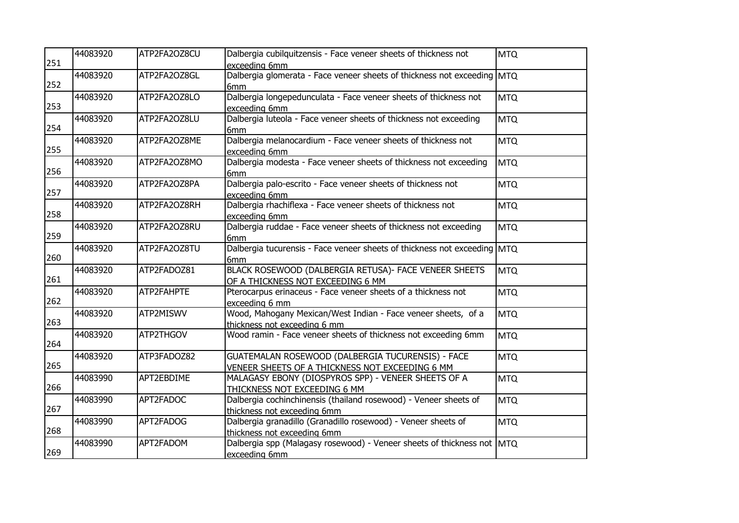| 251 | 44083920 | ATP2FA2OZ8CU | Dalbergia cubilquitzensis - Face veneer sheets of thickness not exceeding 6mm | MTQ |
|---|---|---|---|---|
| 252 | 44083920 | ATP2FA2OZ8GL | Dalbergia glomerata - Face veneer sheets of thickness not exceeding 6mm | MTQ |
| 253 | 44083920 | ATP2FA2OZ8LO | Dalbergia longepedunculata - Face veneer sheets of thickness not exceeding 6mm | MTQ |
| 254 | 44083920 | ATP2FA2OZ8LU | Dalbergia luteola - Face veneer sheets of thickness not exceeding 6mm | MTQ |
| 255 | 44083920 | ATP2FA2OZ8ME | Dalbergia melanocardium - Face veneer sheets of thickness not exceeding 6mm | MTQ |
| 256 | 44083920 | ATP2FA2OZ8MO | Dalbergia modesta - Face veneer sheets of thickness not exceeding 6mm | MTQ |
| 257 | 44083920 | ATP2FA2OZ8PA | Dalbergia palo-escrito - Face veneer sheets of thickness not exceeding 6mm | MTQ |
| 258 | 44083920 | ATP2FA2OZ8RH | Dalbergia rhachiflexa - Face veneer sheets of thickness not exceeding 6mm | MTQ |
| 259 | 44083920 | ATP2FA2OZ8RU | Dalbergia ruddae - Face veneer sheets of thickness not exceeding 6mm | MTQ |
| 260 | 44083920 | ATP2FA2OZ8TU | Dalbergia tucurensis - Face veneer sheets of thickness not exceeding 6mm | MTQ |
| 261 | 44083920 | ATP2FADOZ81 | BLACK ROSEWOOD (DALBERGIA RETUSA)- FACE VENEER SHEETS OF A THICKNESS NOT EXCEEDING 6 MM | MTQ |
| 262 | 44083920 | ATP2FAHPTE | Pterocarpus erinaceus - Face veneer sheets of a thickness not exceeding 6 mm | MTQ |
| 263 | 44083920 | ATP2MISWV | Wood, Mahogany Mexican/West Indian - Face veneer sheets, of a thickness not exceeding 6 mm | MTQ |
| 264 | 44083920 | ATP2THGOV | Wood ramin - Face veneer sheets of thickness not exceeding 6mm | MTQ |
| 265 | 44083920 | ATP3FADOZ82 | GUATEMALAN ROSEWOOD (DALBERGIA TUCURENSIS) - FACE VENEER SHEETS OF A THICKNESS NOT EXCEEDING 6 MM | MTQ |
| 266 | 44083990 | APT2EBDIME | MALAGASY EBONY (DIOSPYROS SPP) - VENEER SHEETS OF A THICKNESS NOT EXCEEDING 6 MM | MTQ |
| 267 | 44083990 | APT2FADOC | Dalbergia cochinchinensis (thailand rosewood) - Veneer sheets of thickness not exceeding 6mm | MTQ |
| 268 | 44083990 | APT2FADOG | Dalbergia granadillo (Granadillo rosewood) - Veneer sheets of thickness not exceeding 6mm | MTQ |
| 269 | 44083990 | APT2FADOM | Dalbergia spp (Malagasy rosewood) - Veneer sheets of thickness not exceeding 6mm | MTQ |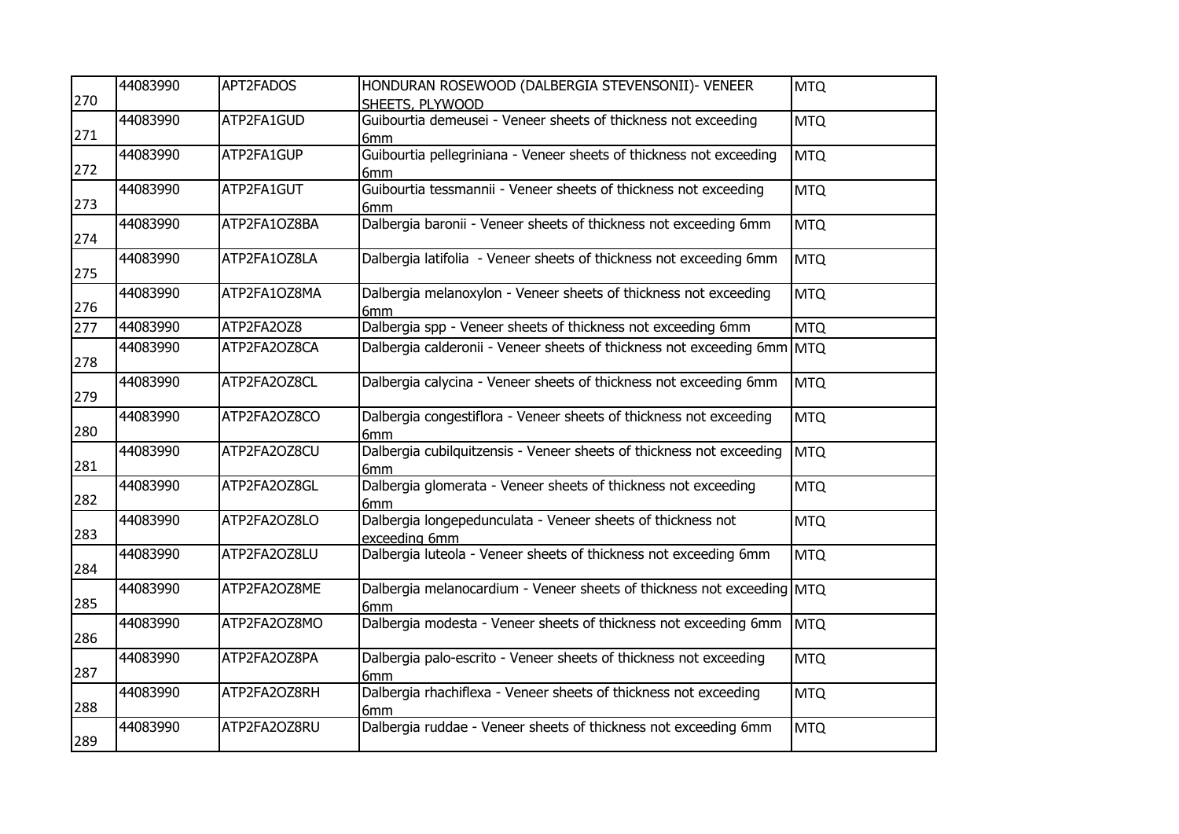|  |  |  |  |  |
|---|---|---|---|---|
| 270 | 44083990 | APT2FADOS | HONDURAN ROSEWOOD (DALBERGIA STEVENSONII)- VENEER SHEETS, PLYWOOD | MTQ |
| 271 | 44083990 | ATP2FA1GUD | Guibourtia demeusei - Veneer sheets of thickness not exceeding 6mm | MTQ |
| 272 | 44083990 | ATP2FA1GUP | Guibourtia pellegriniana - Veneer sheets of thickness not exceeding 6mm | MTQ |
| 273 | 44083990 | ATP2FA1GUT | Guibourtia tessmannii - Veneer sheets of thickness not exceeding 6mm | MTQ |
| 274 | 44083990 | ATP2FA1OZ8BA | Dalbergia baronii - Veneer sheets of thickness not exceeding 6mm | MTQ |
| 275 | 44083990 | ATP2FA1OZ8LA | Dalbergia latifolia - Veneer sheets of thickness not exceeding 6mm | MTQ |
| 276 | 44083990 | ATP2FA1OZ8MA | Dalbergia melanoxylon - Veneer sheets of thickness not exceeding 6mm | MTQ |
| 277 | 44083990 | ATP2FA2OZ8 | Dalbergia spp - Veneer sheets of thickness not exceeding 6mm | MTQ |
| 278 | 44083990 | ATP2FA2OZ8CA | Dalbergia calderonii - Veneer sheets of thickness not exceeding 6mm | MTQ |
| 279 | 44083990 | ATP2FA2OZ8CL | Dalbergia calycina - Veneer sheets of thickness not exceeding 6mm | MTQ |
| 280 | 44083990 | ATP2FA2OZ8CO | Dalbergia congestiflora - Veneer sheets of thickness not exceeding 6mm | MTQ |
| 281 | 44083990 | ATP2FA2OZ8CU | Dalbergia cubilquitzensis - Veneer sheets of thickness not exceeding 6mm | MTQ |
| 282 | 44083990 | ATP2FA2OZ8GL | Dalbergia glomerata - Veneer sheets of thickness not exceeding 6mm | MTQ |
| 283 | 44083990 | ATP2FA2OZ8LO | Dalbergia longepedunculata - Veneer sheets of thickness not exceeding 6mm | MTQ |
| 284 | 44083990 | ATP2FA2OZ8LU | Dalbergia luteola - Veneer sheets of thickness not exceeding 6mm | MTQ |
| 285 | 44083990 | ATP2FA2OZ8ME | Dalbergia melanocardium - Veneer sheets of thickness not exceeding 6mm | MTQ |
| 286 | 44083990 | ATP2FA2OZ8MO | Dalbergia modesta - Veneer sheets of thickness not exceeding 6mm | MTQ |
| 287 | 44083990 | ATP2FA2OZ8PA | Dalbergia palo-escrito - Veneer sheets of thickness not exceeding 6mm | MTQ |
| 288 | 44083990 | ATP2FA2OZ8RH | Dalbergia rhachiflexa - Veneer sheets of thickness not exceeding 6mm | MTQ |
| 289 | 44083990 | ATP2FA2OZ8RU | Dalbergia ruddae - Veneer sheets of thickness not exceeding 6mm | MTQ |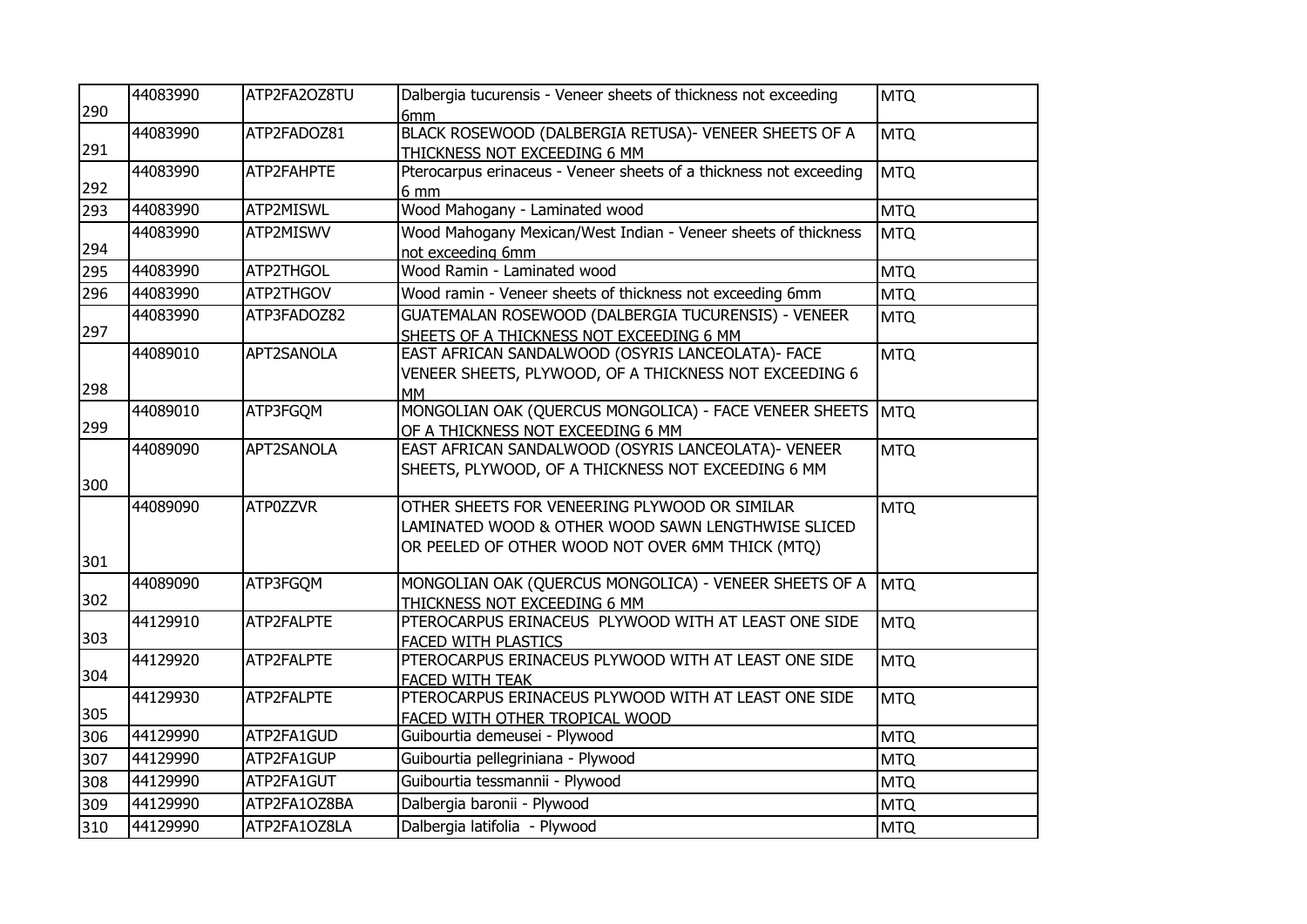| | | | | |
|---|---|---|---|---|
| 290 | 44083990 | ATP2FA2OZ8TU | Dalbergia tucurensis - Veneer sheets of thickness not exceeding 6mm | MTQ |
| 291 | 44083990 | ATP2FADOZ81 | BLACK ROSEWOOD (DALBERGIA RETUSA)- VENEER SHEETS OF A THICKNESS NOT EXCEEDING 6 MM | MTQ |
| 292 | 44083990 | ATP2FAHPTE | Pterocarpus erinaceus - Veneer sheets of a thickness not exceeding 6 mm | MTQ |
| 293 | 44083990 | ATP2MISWL | Wood Mahogany - Laminated wood | MTQ |
| 294 | 44083990 | ATP2MISWV | Wood Mahogany Mexican/West Indian - Veneer sheets of thickness not exceeding 6mm | MTQ |
| 295 | 44083990 | ATP2THGOL | Wood Ramin - Laminated wood | MTQ |
| 296 | 44083990 | ATP2THGOV | Wood ramin - Veneer sheets of thickness not exceeding 6mm | MTQ |
| 297 | 44083990 | ATP3FADOZ82 | GUATEMALAN ROSEWOOD (DALBERGIA TUCURENSIS) - VENEER SHEETS OF A THICKNESS NOT EXCEEDING 6 MM | MTQ |
| 298 | 44089010 | APT2SANOLA | EAST AFRICAN SANDALWOOD (OSYRIS LANCEOLATA)- FACE VENEER SHEETS, PLYWOOD, OF A THICKNESS NOT EXCEEDING 6 MM | MTQ |
| 299 | 44089010 | ATP3FGQM | MONGOLIAN OAK (QUERCUS MONGOLICA) - FACE VENEER SHEETS OF A THICKNESS NOT EXCEEDING 6 MM | MTQ |
| 300 | 44089090 | APT2SANOLA | EAST AFRICAN SANDALWOOD (OSYRIS LANCEOLATA)- VENEER SHEETS, PLYWOOD, OF A THICKNESS NOT EXCEEDING 6 MM | MTQ |
| 301 | 44089090 | ATP0ZZVR | OTHER SHEETS FOR VENEERING PLYWOOD OR SIMILAR LAMINATED WOOD & OTHER WOOD SAWN LENGTHWISE SLICED OR PEELED OF OTHER WOOD NOT OVER 6MM THICK (MTQ) | MTQ |
| 302 | 44089090 | ATP3FGQM | MONGOLIAN OAK (QUERCUS MONGOLICA) - VENEER SHEETS OF A THICKNESS NOT EXCEEDING 6 MM | MTQ |
| 303 | 44129910 | ATP2FALPTE | PTEROCARPUS ERINACEUS PLYWOOD WITH AT LEAST ONE SIDE FACED WITH PLASTICS | MTQ |
| 304 | 44129920 | ATP2FALPTE | PTEROCARPUS ERINACEUS PLYWOOD WITH AT LEAST ONE SIDE FACED WITH TEAK | MTQ |
| 305 | 44129930 | ATP2FALPTE | PTEROCARPUS ERINACEUS PLYWOOD WITH AT LEAST ONE SIDE FACED WITH OTHER TROPICAL WOOD | MTQ |
| 306 | 44129990 | ATP2FA1GUD | Guibourtia demeusei - Plywood | MTQ |
| 307 | 44129990 | ATP2FA1GUP | Guibourtia pellegriniana - Plywood | MTQ |
| 308 | 44129990 | ATP2FA1GUT | Guibourtia tessmannii - Plywood | MTQ |
| 309 | 44129990 | ATP2FA1OZ8BA | Dalbergia baronii - Plywood | MTQ |
| 310 | 44129990 | ATP2FA1OZ8LA | Dalbergia latifolia - Plywood | MTQ |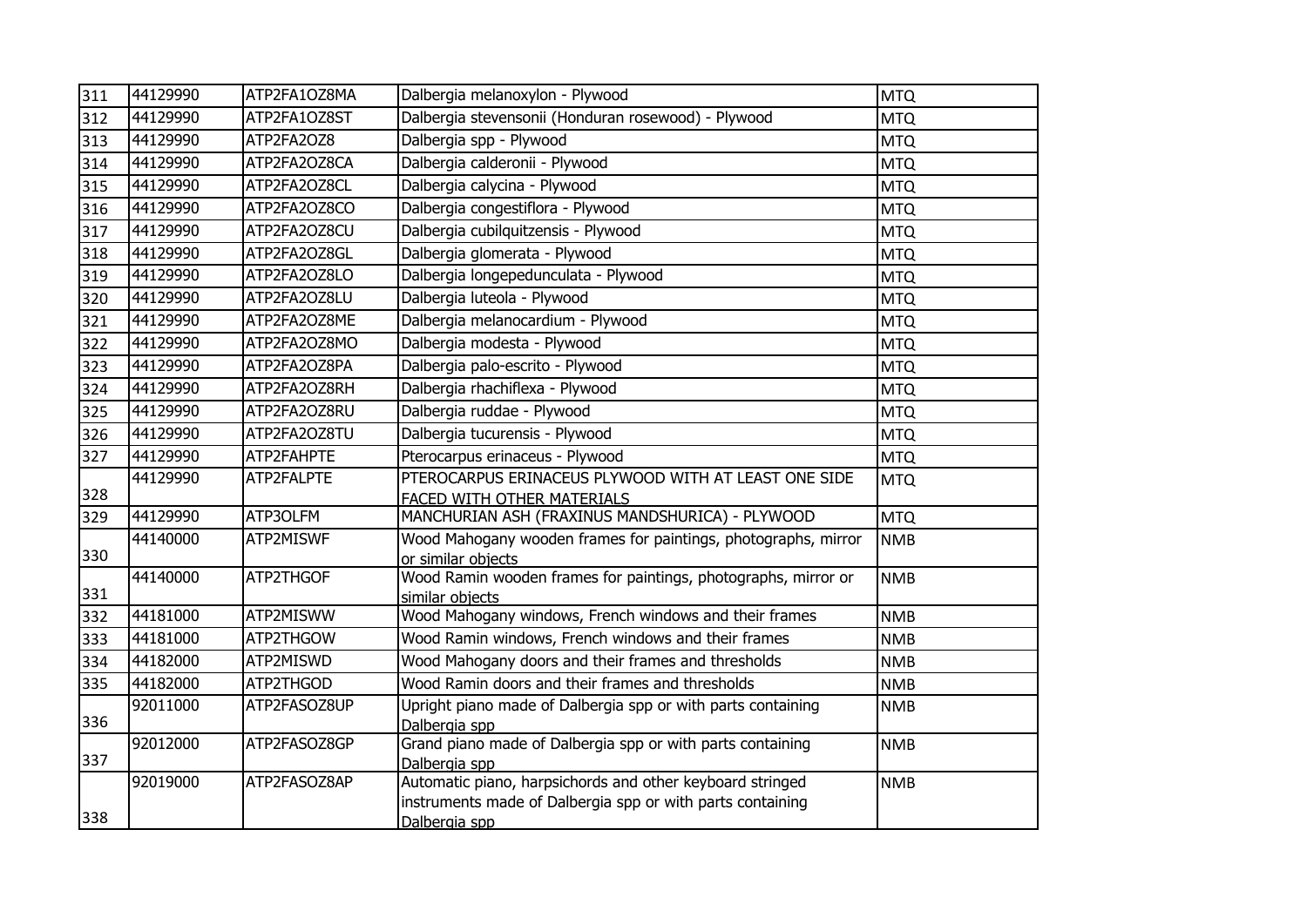| 311 | 44129990 | ATP2FA1OZ8MA | Dalbergia melanoxylon - Plywood | MTQ |
|---|---|---|---|---|
| 312 | 44129990 | ATP2FA1OZ8ST | Dalbergia stevensonii (Honduran rosewood) - Plywood | MTQ |
| 313 | 44129990 | ATP2FA2OZ8 | Dalbergia spp - Plywood | MTQ |
| 314 | 44129990 | ATP2FA2OZ8CA | Dalbergia calderonii - Plywood | MTQ |
| 315 | 44129990 | ATP2FA2OZ8CL | Dalbergia calycina - Plywood | MTQ |
| 316 | 44129990 | ATP2FA2OZ8CO | Dalbergia congestiflora - Plywood | MTQ |
| 317 | 44129990 | ATP2FA2OZ8CU | Dalbergia cubilquitzensis - Plywood | MTQ |
| 318 | 44129990 | ATP2FA2OZ8GL | Dalbergia glomerata - Plywood | MTQ |
| 319 | 44129990 | ATP2FA2OZ8LO | Dalbergia longepedunculata - Plywood | MTQ |
| 320 | 44129990 | ATP2FA2OZ8LU | Dalbergia luteola - Plywood | MTQ |
| 321 | 44129990 | ATP2FA2OZ8ME | Dalbergia melanocardium - Plywood | MTQ |
| 322 | 44129990 | ATP2FA2OZ8MO | Dalbergia modesta - Plywood | MTQ |
| 323 | 44129990 | ATP2FA2OZ8PA | Dalbergia palo-escrito - Plywood | MTQ |
| 324 | 44129990 | ATP2FA2OZ8RH | Dalbergia rhachiflexa - Plywood | MTQ |
| 325 | 44129990 | ATP2FA2OZ8RU | Dalbergia ruddae - Plywood | MTQ |
| 326 | 44129990 | ATP2FA2OZ8TU | Dalbergia tucurensis - Plywood | MTQ |
| 327 | 44129990 | ATP2FAHPTE | Pterocarpus erinaceus - Plywood | MTQ |
| 328 | 44129990 | ATP2FALPTE | PTEROCARPUS ERINACEUS PLYWOOD WITH AT LEAST ONE SIDE FACED WITH OTHER MATERIALS | MTQ |
| 329 | 44129990 | ATP3OLFM | MANCHURIAN ASH (FRAXINUS MANDSHURICA) - PLYWOOD | MTQ |
| 330 | 44140000 | ATP2MISWF | Wood Mahogany wooden frames for paintings, photographs, mirror or similar objects | NMB |
| 331 | 44140000 | ATP2THGOF | Wood Ramin wooden frames for paintings, photographs, mirror or similar objects | NMB |
| 332 | 44181000 | ATP2MISWW | Wood Mahogany windows, French windows and their frames | NMB |
| 333 | 44181000 | ATP2THGOW | Wood Ramin windows, French windows and their frames | NMB |
| 334 | 44182000 | ATP2MISWD | Wood Mahogany doors and their frames and thresholds | NMB |
| 335 | 44182000 | ATP2THGOD | Wood Ramin doors and their frames and thresholds | NMB |
| 336 | 92011000 | ATP2FASOZ8UP | Upright piano made of Dalbergia spp or with parts containing Dalbergia spp | NMB |
| 337 | 92012000 | ATP2FASOZ8GP | Grand piano made of Dalbergia spp or with parts containing Dalbergia spp | NMB |
| 338 | 92019000 | ATP2FASOZ8AP | Automatic piano, harpsichords and other keyboard stringed instruments made of Dalbergia spp or with parts containing Dalbergia spp | NMB |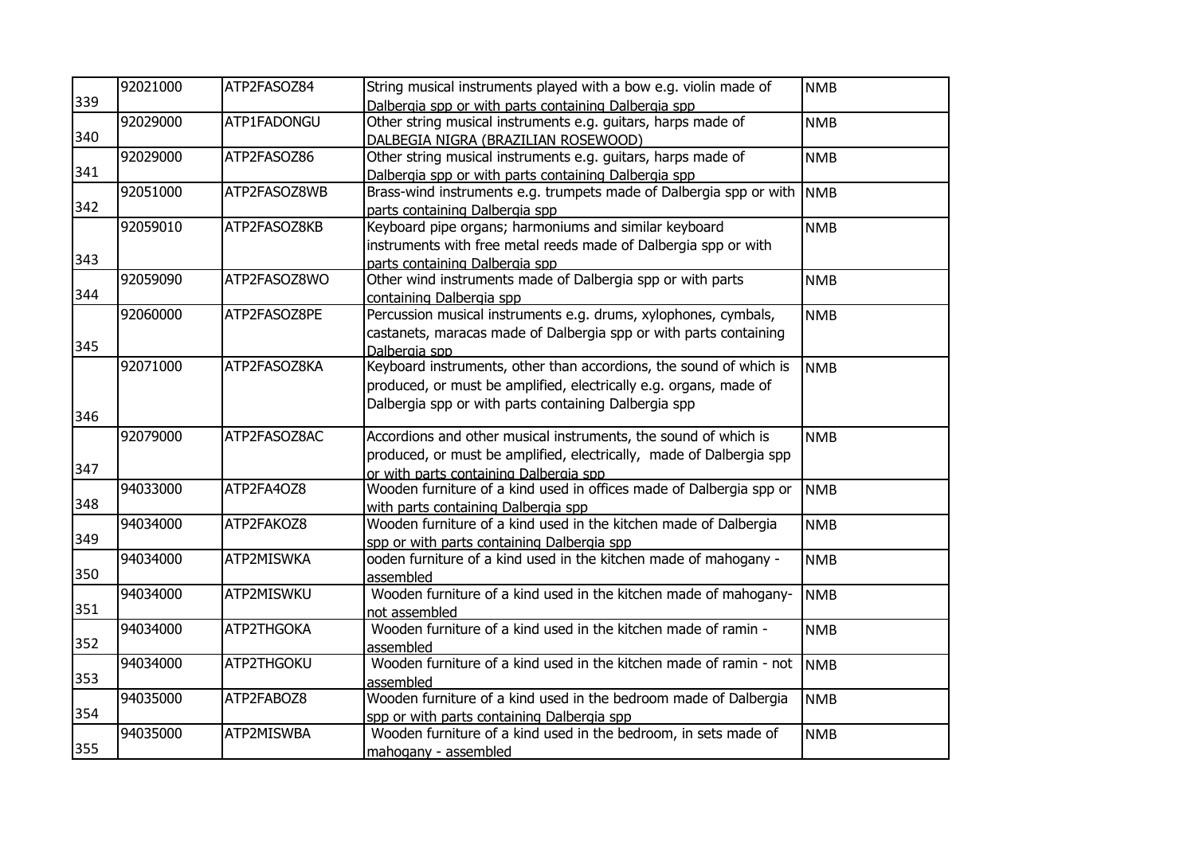| | | | | |
|---|---|---|---|---|
| 339 | 92021000 | ATP2FASOZ84 | String musical instruments played with a bow e.g. violin made of Dalbergia spp or with parts containing Dalbergia spp | NMB |
| 340 | 92029000 | ATP1FADONGU | Other string musical instruments e.g. guitars, harps made of DALBEGIA NIGRA (BRAZILIAN ROSEWOOD) | NMB |
| 341 | 92029000 | ATP2FASOZ86 | Other string musical instruments e.g. guitars, harps made of Dalbergia spp or with parts containing Dalbergia spp | NMB |
| 342 | 92051000 | ATP2FASOZ8WB | Brass-wind instruments e.g. trumpets made of Dalbergia spp or with parts containing Dalbergia spp | NMB |
| 343 | 92059010 | ATP2FASOZ8KB | Keyboard pipe organs; harmoniums and similar keyboard instruments with free metal reeds made of Dalbergia spp or with parts containing Dalbergia spp | NMB |
| 344 | 92059090 | ATP2FASOZ8WO | Other wind instruments made of Dalbergia spp or with parts containing Dalbergia spp | NMB |
| 345 | 92060000 | ATP2FASOZ8PE | Percussion musical instruments e.g. drums, xylophones, cymbals, castanets, maracas made of Dalbergia spp or with parts containing Dalbergia spp | NMB |
| 346 | 92071000 | ATP2FASOZ8KA | Keyboard instruments, other than accordions, the sound of which is produced, or must be amplified, electrically e.g. organs, made of Dalbergia spp or with parts containing Dalbergia spp | NMB |
| 347 | 92079000 | ATP2FASOZ8AC | Accordions and other musical instruments, the sound of which is produced, or must be amplified, electrically, made of Dalbergia spp or with parts containing Dalbergia spp | NMB |
| 348 | 94033000 | ATP2FA4OZ8 | Wooden furniture of a kind used in offices made of Dalbergia spp or with parts containing Dalbergia spp | NMB |
| 349 | 94034000 | ATP2FAKOZ8 | Wooden furniture of a kind used in the kitchen made of Dalbergia spp or with parts containing Dalbergia spp | NMB |
| 350 | 94034000 | ATP2MISWKA | ooden furniture of a kind used in the kitchen made of mahogany - assembled | NMB |
| 351 | 94034000 | ATP2MISWKU | Wooden furniture of a kind used in the kitchen made of mahogany- not assembled | NMB |
| 352 | 94034000 | ATP2THGOKA | Wooden furniture of a kind used in the kitchen made of ramin - assembled | NMB |
| 353 | 94034000 | ATP2THGOKU | Wooden furniture of a kind used in the kitchen made of ramin - not assembled | NMB |
| 354 | 94035000 | ATP2FABOZ8 | Wooden furniture of a kind used in the bedroom made of Dalbergia spp or with parts containing Dalbergia spp | NMB |
| 355 | 94035000 | ATP2MISWBA | Wooden furniture of a kind used in the bedroom, in sets made of mahogany - assembled | NMB |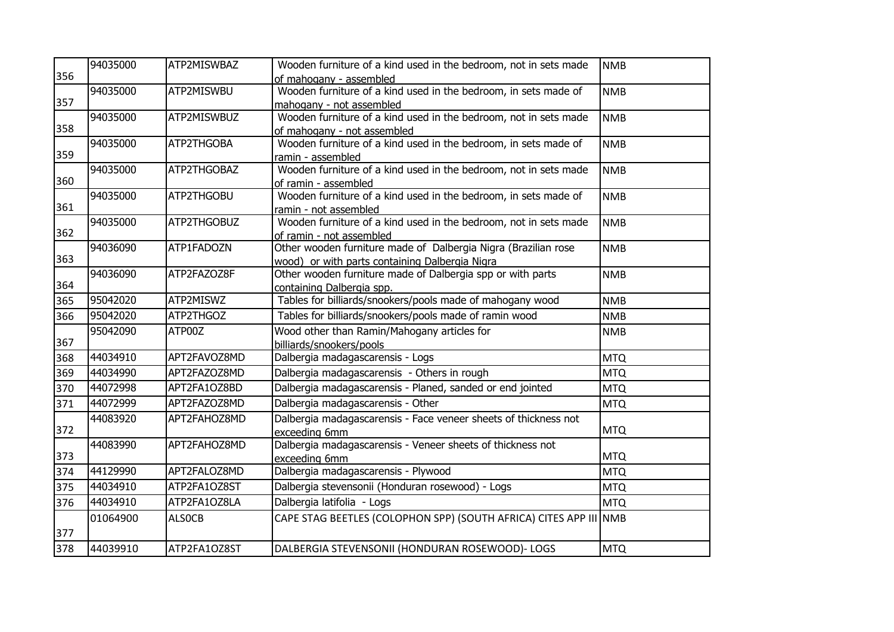| | | | | |
|---|---|---|---|---|
| 356 | 94035000 | ATP2MISWBAZ | Wooden furniture of a kind used in the bedroom, not in sets made of mahogany - assembled | NMB |
| 357 | 94035000 | ATP2MISWBU | Wooden furniture of a kind used in the bedroom, in sets made of mahogany - not assembled | NMB |
| 358 | 94035000 | ATP2MISWBUZ | Wooden furniture of a kind used in the bedroom, not in sets made of mahogany - not assembled | NMB |
| 359 | 94035000 | ATP2THGOBA | Wooden furniture of a kind used in the bedroom, in sets made of ramin - assembled | NMB |
| 360 | 94035000 | ATP2THGOBAZ | Wooden furniture of a kind used in the bedroom, not in sets made of ramin - assembled | NMB |
| 361 | 94035000 | ATP2THGOBU | Wooden furniture of a kind used in the bedroom, in sets made of ramin - not assembled | NMB |
| 362 | 94035000 | ATP2THGOBUZ | Wooden furniture of a kind used in the bedroom, not in sets made of ramin - not assembled | NMB |
| 363 | 94036090 | ATP1FADOZN | Other wooden furniture made of Dalbergia Nigra (Brazilian rose wood) or with parts containing Dalbergia Nigra | NMB |
| 364 | 94036090 | ATP2FAZOZ8F | Other wooden furniture made of Dalbergia spp or with parts containing Dalbergia spp. | NMB |
| 365 | 95042020 | ATP2MISWZ | Tables for billiards/snookers/pools made of mahogany wood | NMB |
| 366 | 95042020 | ATP2THGOZ | Tables for billiards/snookers/pools made of ramin wood | NMB |
| 367 | 95042090 | ATP00Z | Wood other than Ramin/Mahogany articles for billiards/snookers/pools | NMB |
| 368 | 44034910 | APT2FAVOZ8MD | Dalbergia madagascarensis - Logs | MTQ |
| 369 | 44034990 | APT2FAZOZ8MD | Dalbergia madagascarensis - Others in rough | MTQ |
| 370 | 44072998 | APT2FA1OZ8BD | Dalbergia madagascarensis - Planed, sanded or end jointed | MTQ |
| 371 | 44072999 | APT2FAZOZ8MD | Dalbergia madagascarensis - Other | MTQ |
| 372 | 44083920 | APT2FAHOZ8MD | Dalbergia madagascarensis - Face veneer sheets of thickness not exceeding 6mm | MTQ |
| 373 | 44083990 | APT2FAHOZ8MD | Dalbergia madagascarensis - Veneer sheets of thickness not exceeding 6mm | MTQ |
| 374 | 44129990 | APT2FALOZ8MD | Dalbergia madagascarensis - Plywood | MTQ |
| 375 | 44034910 | ATP2FA1OZ8ST | Dalbergia stevensonii (Honduran rosewood) - Logs | MTQ |
| 376 | 44034910 | ATP2FA1OZ8LA | Dalbergia latifolia - Logs | MTQ |
| 377 | 01064900 | ALSOCB | CAPE STAG BEETLES (COLOPHON SPP) (SOUTH AFRICA) CITES APP III | NMB |
| 378 | 44039910 | ATP2FA1OZ8ST | DALBERGIA STEVENSONII (HONDURAN ROSEWOOD)- LOGS | MTQ |